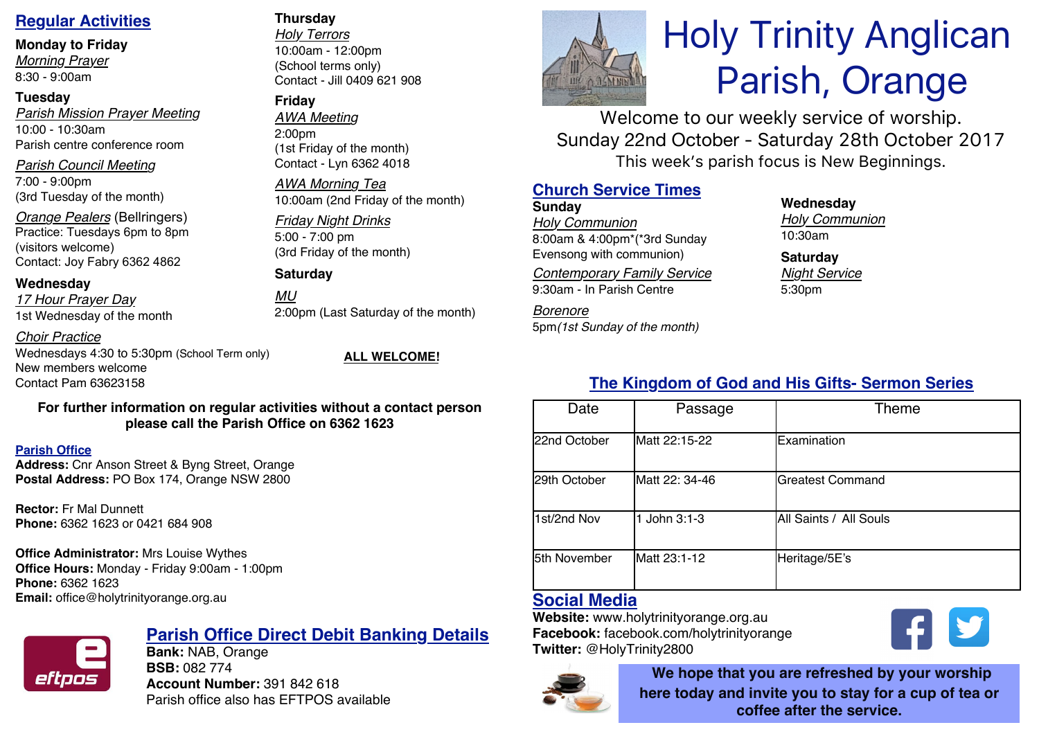# Holy Trinity Anglican Parish, Orange

Welcome to our weekly service of worship.
Sunday 22nd October - Saturday 28th October 2017
This week's parish focus is New Beginnings.

## Regular Activities

**Monday to Friday**
*Morning Prayer*
8:30 - 9:00am

**Tuesday**
*Parish Mission Prayer Meeting*
10:00 - 10:30am
Parish centre conference room

*Parish Council Meeting*
7:00 - 9:00pm
(3rd Tuesday of the month)

*Orange Pealers* (Bellringers)
Practice: Tuesdays 6pm to 8pm
(visitors welcome)
Contact: Joy Fabry 6362 4862

**Wednesday**
*17 Hour Prayer Day*
1st Wednesday of the month

*Choir Practice*
Wednesdays 4:30 to 5:30pm (School Term only)
New members welcome
Contact Pam 63623158

**Thursday**
*Holy Terrors*
10:00am - 12:00pm
(School terms only)
Contact - Jill 0409 621 908

**Friday**
*AWA Meeting*
2:00pm
(1st Friday of the month)
Contact - Lyn 6362 4018

*AWA Morning Tea*
10:00am (2nd Friday of the month)

*Friday Night Drinks*
5:00 - 7:00 pm
(3rd Friday of the month)

**Saturday**
*MU*
2:00pm (Last Saturday of the month)

**ALL WELCOME!**

**For further information on regular activities without a contact person please call the Parish Office on 6362 1623**

## Parish Office

**Address:** Cnr Anson Street & Byng Street, Orange
**Postal Address:** PO Box 174, Orange NSW 2800

**Rector:** Fr Mal Dunnett
**Phone:** 6362 1623 or 0421 684 908

**Office Administrator:** Mrs Louise Wythes
**Office Hours:** Monday - Friday 9:00am - 1:00pm
**Phone:** 6362 1623
**Email:** office@holytrinityorange.org.au

## Parish Office Direct Debit Banking Details

**Bank:** NAB, Orange
**BSB:** 082 774
**Account Number:** 391 842 618
Parish office also has EFTPOS available

## Church Service Times

**Sunday**
*Holy Communion*
8:00am & 4:00pm*(*3rd Sunday Evensong with communion)

*Contemporary Family Service*
9:30am - In Parish Centre

*Borenore*
5pm*(1st Sunday of the month)*

**Wednesday**
*Holy Communion*
10:30am

**Saturday**
*Night Service*
5:30pm

## The Kingdom of God and His Gifts- Sermon Series

| Date | Passage | Theme |
|---|---|---|
| 22nd October | Matt 22:15-22 | Examination |
| 29th October | Matt 22: 34-46 | Greatest Command |
| 1st/2nd Nov | 1 John 3:1-3 | All Saints / All Souls |
| 5th November | Matt 23:1-12 | Heritage/5E's |

## Social Media

**Website:** www.holytrinityorange.org.au
**Facebook:** facebook.com/holytrinityorange
**Twitter:** @HolyTrinity2800

**We hope that you are refreshed by your worship here today and invite you to stay for a cup of tea or coffee after the service.**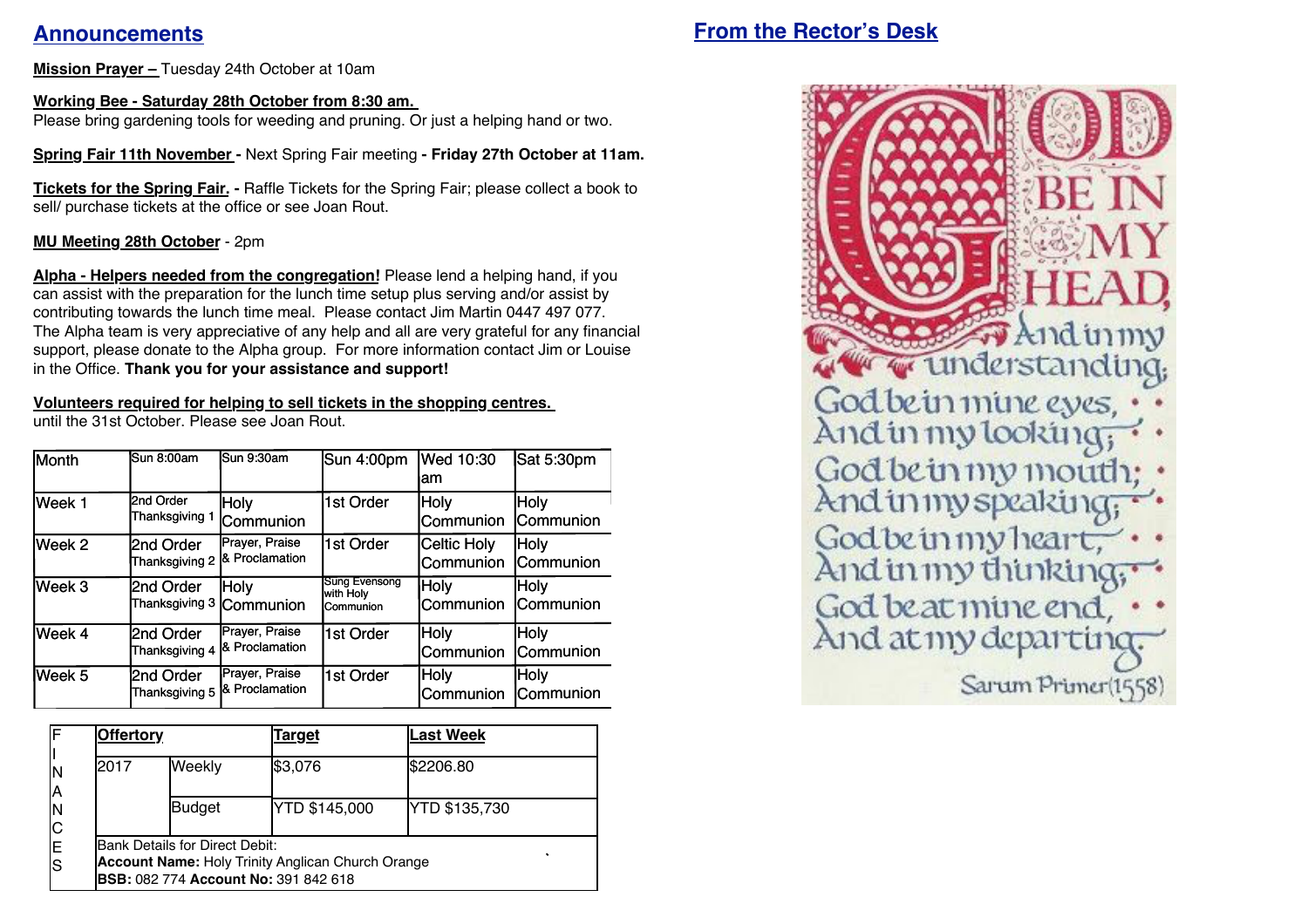## Announcements

**Mission Prayer –** Tuesday 24th October at 10am

**Working Bee - Saturday 28th October from 8:30 am.**
Please bring gardening tools for weeding and pruning. Or just a helping hand or two.

**Spring Fair 11th November -** Next Spring Fair meeting **- Friday 27th October at 11am.**

**Tickets for the Spring Fair. -** Raffle Tickets for the Spring Fair; please collect a book to sell/ purchase tickets at the office or see Joan Rout.

**MU Meeting 28th October** - 2pm

**Alpha - Helpers needed from the congregation!** Please lend a helping hand, if you can assist with the preparation for the lunch time setup plus serving and/or assist by contributing towards the lunch time meal. Please contact Jim Martin 0447 497 077. The Alpha team is very appreciative of any help and all are very grateful for any financial support, please donate to the Alpha group. For more information contact Jim or Louise in the Office. **Thank you for your assistance and support!**

**Volunteers required for helping to sell tickets in the shopping centres.**
until the 31st October. Please see Joan Rout.

| Month | Sun 8:00am | Sun 9:30am | Sun 4:00pm | Wed 10:30 am | Sat 5:30pm |
|---|---|---|---|---|---|
| Week 1 | 2nd Order Thanksgiving 1 | Holy Communion | 1st Order | Holy Communion | Holy Communion |
| Week 2 | 2nd Order Thanksgiving 2 | Prayer, Praise & Proclamation | 1st Order | Celtic Holy Communion | Holy Communion |
| Week 3 | 2nd Order Thanksgiving 3 | Holy Communion | Sung Evensong with Holy Communion | Holy Communion | Holy Communion |
| Week 4 | 2nd Order Thanksgiving 4 | Prayer, Praise & Proclamation | 1st Order | Holy Communion | Holy Communion |
| Week 5 | 2nd Order Thanksgiving 5 | Prayer, Praise & Proclamation | 1st Order | Holy Communion | Holy Communion |

| FINANCES | Offertory | | Target | Last Week |
|---|---|---|---|---|
| | 2017 | Weekly | $3,076 | $2206.80 |
| | | Budget | YTD $145,000 | YTD $135,730 |
| | Bank Details for Direct Debit: **Account Name:** Holy Trinity Anglican Church Orange **BSB:** 082 774 **Account No:** 391 842 618 | | | |

## From the Rector's Desk

GOD BE IN MY HEAD,
And in my understanding;
God be in mine eyes,
And in my looking;
God be in my mouth;
And in my speaking;
God be in my heart,
And in my thinking;
God be at mine end,
And at my departing.

Sarum Primer (1558)